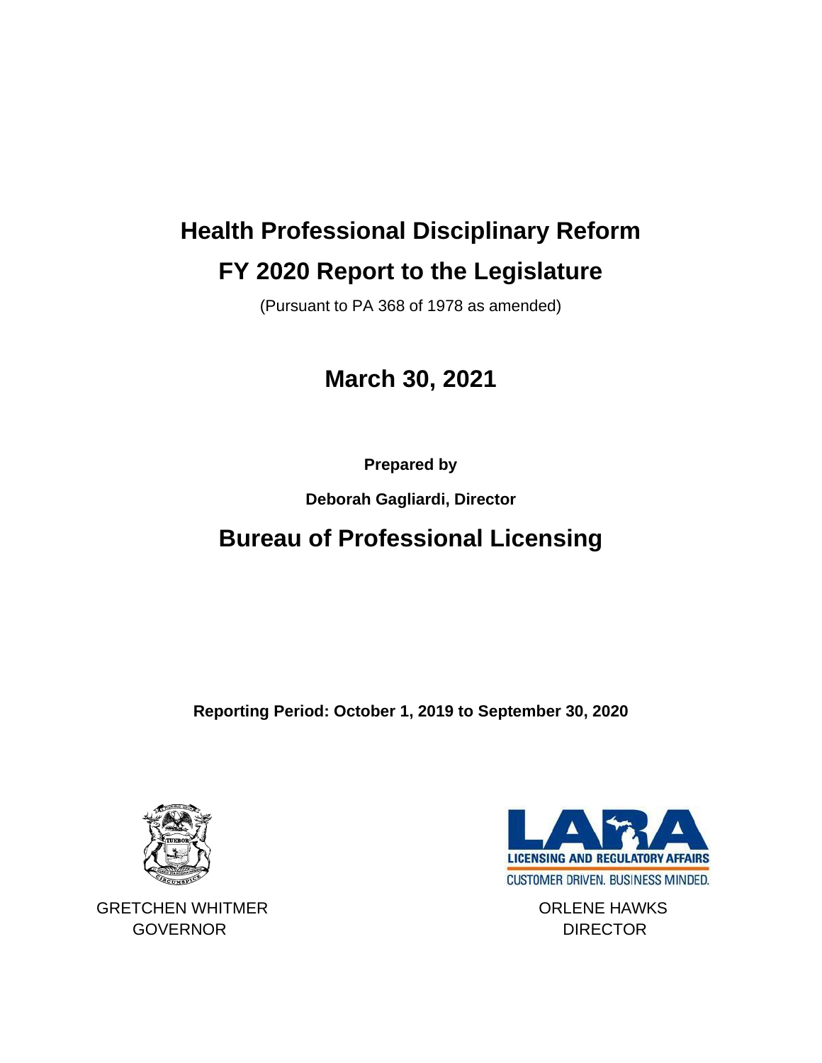# Health Professional Disciplinary Reform

# FY 2020 Report to the Legislature

(Pursuant to PA 368 of 1978 as amended)

## March 30, 2021

**Prepared by**

**Deborah Gagliardi, Director**

## Bureau of Professional Licensing

**Reporting Period: October 1, 2019 to September 30, 2020**

LICENSING AND REGULATORY AFFAIRS

CUSTOMER DRIVEN. BUSINESS MINDED.

GRETCHEN WHITMER
GOVERNOR

ORLENE HAWKS
DIRECTOR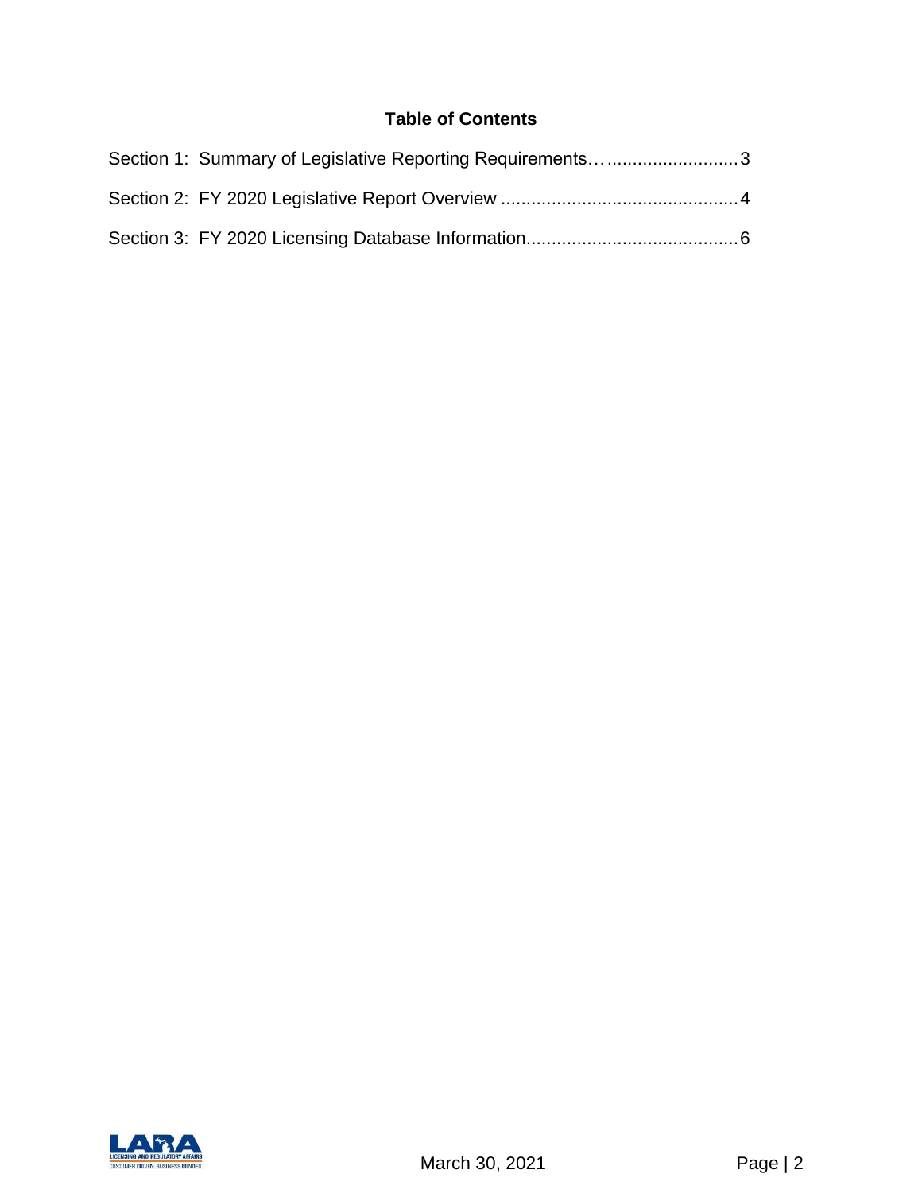## Table of Contents

Section 1: Summary of Legislative Reporting Requirements……………………………3

Section 2: FY 2020 Legislative Report Overview …………………………………………4

Section 3: FY 2020 Licensing Database Information……………………………………6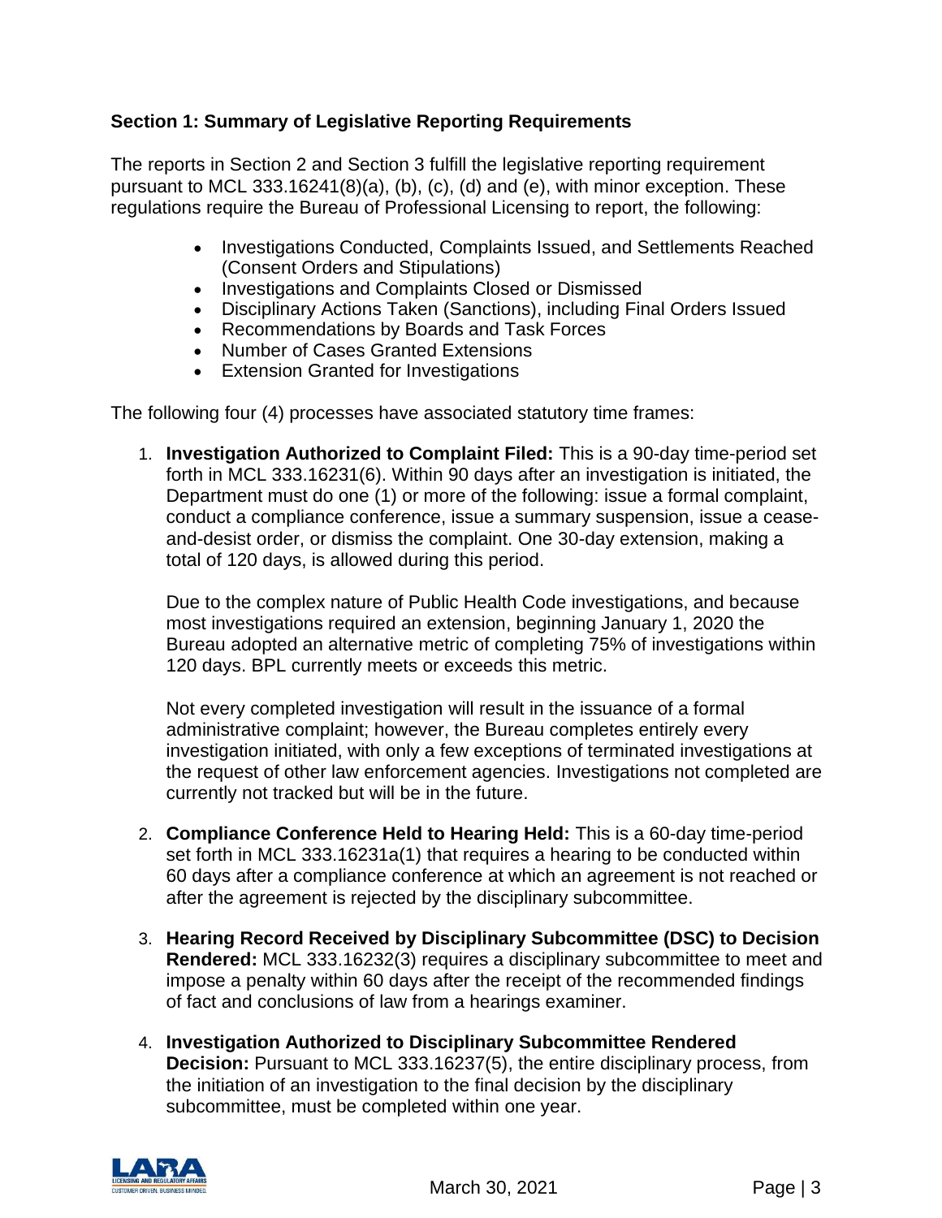**Section 1: Summary of Legislative Reporting Requirements**

The reports in Section 2 and Section 3 fulfill the legislative reporting requirement pursuant to MCL 333.16241(8)(a), (b), (c), (d) and (e), with minor exception. These regulations require the Bureau of Professional Licensing to report, the following:

- Investigations Conducted, Complaints Issued, and Settlements Reached (Consent Orders and Stipulations)
- Investigations and Complaints Closed or Dismissed
- Disciplinary Actions Taken (Sanctions), including Final Orders Issued
- Recommendations by Boards and Task Forces
- Number of Cases Granted Extensions
- Extension Granted for Investigations

The following four (4) processes have associated statutory time frames:

1. **Investigation Authorized to Complaint Filed:** This is a 90-day time-period set forth in MCL 333.16231(6). Within 90 days after an investigation is initiated, the Department must do one (1) or more of the following: issue a formal complaint, conduct a compliance conference, issue a summary suspension, issue a cease-and-desist order, or dismiss the complaint. One 30-day extension, making a total of 120 days, is allowed during this period.

   Due to the complex nature of Public Health Code investigations, and because most investigations required an extension, beginning January 1, 2020 the Bureau adopted an alternative metric of completing 75% of investigations within 120 days. BPL currently meets or exceeds this metric.

   Not every completed investigation will result in the issuance of a formal administrative complaint; however, the Bureau completes entirely every investigation initiated, with only a few exceptions of terminated investigations at the request of other law enforcement agencies. Investigations not completed are currently not tracked but will be in the future.

2. **Compliance Conference Held to Hearing Held:** This is a 60-day time-period set forth in MCL 333.16231a(1) that requires a hearing to be conducted within 60 days after a compliance conference at which an agreement is not reached or after the agreement is rejected by the disciplinary subcommittee.

3. **Hearing Record Received by Disciplinary Subcommittee (DSC) to Decision Rendered:** MCL 333.16232(3) requires a disciplinary subcommittee to meet and impose a penalty within 60 days after the receipt of the recommended findings of fact and conclusions of law from a hearings examiner.

4. **Investigation Authorized to Disciplinary Subcommittee Rendered Decision:** Pursuant to MCL 333.16237(5), the entire disciplinary process, from the initiation of an investigation to the final decision by the disciplinary subcommittee, must be completed within one year.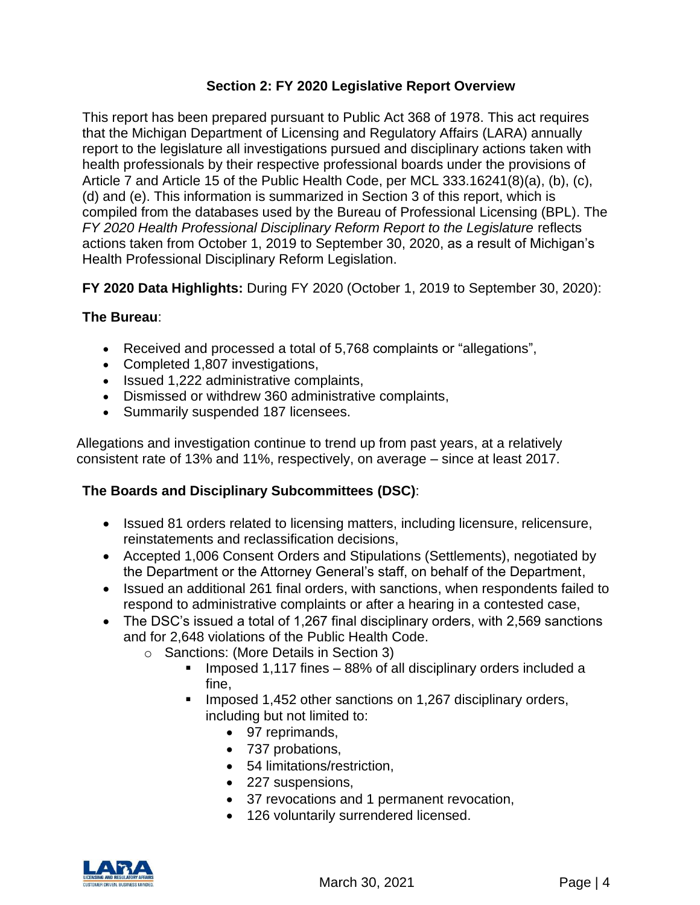## Section 2: FY 2020 Legislative Report Overview

This report has been prepared pursuant to Public Act 368 of 1978. This act requires that the Michigan Department of Licensing and Regulatory Affairs (LARA) annually report to the legislature all investigations pursued and disciplinary actions taken with health professionals by their respective professional boards under the provisions of Article 7 and Article 15 of the Public Health Code, per MCL 333.16241(8)(a), (b), (c), (d) and (e). This information is summarized in Section 3 of this report, which is compiled from the databases used by the Bureau of Professional Licensing (BPL). The *FY 2020 Health Professional Disciplinary Reform Report to the Legislature* reflects actions taken from October 1, 2019 to September 30, 2020, as a result of Michigan's Health Professional Disciplinary Reform Legislation.

**FY 2020 Data Highlights:** During FY 2020 (October 1, 2019 to September 30, 2020):

**The Bureau**:

- Received and processed a total of 5,768 complaints or "allegations",
- Completed 1,807 investigations,
- Issued 1,222 administrative complaints,
- Dismissed or withdrew 360 administrative complaints,
- Summarily suspended 187 licensees.

Allegations and investigation continue to trend up from past years, at a relatively consistent rate of 13% and 11%, respectively, on average – since at least 2017.

**The Boards and Disciplinary Subcommittees (DSC)**:

- Issued 81 orders related to licensing matters, including licensure, relicensure, reinstatements and reclassification decisions,
- Accepted 1,006 Consent Orders and Stipulations (Settlements), negotiated by the Department or the Attorney General's staff, on behalf of the Department,
- Issued an additional 261 final orders, with sanctions, when respondents failed to respond to administrative complaints or after a hearing in a contested case,
- The DSC's issued a total of 1,267 final disciplinary orders, with 2,569 sanctions and for 2,648 violations of the Public Health Code.
  - Sanctions: (More Details in Section 3)
    - Imposed 1,117 fines – 88% of all disciplinary orders included a fine,
    - Imposed 1,452 other sanctions on 1,267 disciplinary orders, including but not limited to:
      - 97 reprimands,
      - 737 probations,
      - 54 limitations/restriction,
      - 227 suspensions,
      - 37 revocations and 1 permanent revocation,
      - 126 voluntarily surrendered licensed.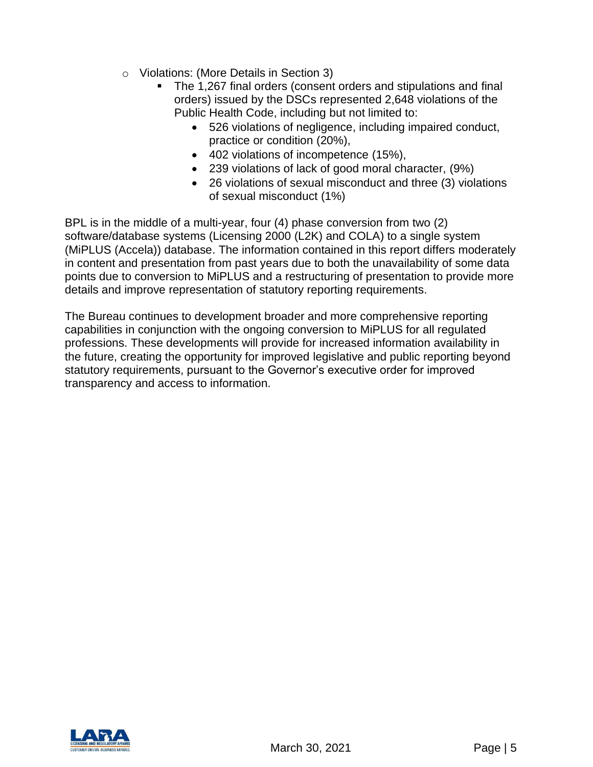- Violations: (More Details in Section 3)
  - The 1,267 final orders (consent orders and stipulations and final orders) issued by the DSCs represented 2,648 violations of the Public Health Code, including but not limited to:
    - 526 violations of negligence, including impaired conduct, practice or condition (20%),
    - 402 violations of incompetence (15%),
    - 239 violations of lack of good moral character, (9%)
    - 26 violations of sexual misconduct and three (3) violations of sexual misconduct (1%)

BPL is in the middle of a multi-year, four (4) phase conversion from two (2) software/database systems (Licensing 2000 (L2K) and COLA) to a single system (MiPLUS (Accela)) database. The information contained in this report differs moderately in content and presentation from past years due to both the unavailability of some data points due to conversion to MiPLUS and a restructuring of presentation to provide more details and improve representation of statutory reporting requirements.

The Bureau continues to development broader and more comprehensive reporting capabilities in conjunction with the ongoing conversion to MiPLUS for all regulated professions. These developments will provide for increased information availability in the future, creating the opportunity for improved legislative and public reporting beyond statutory requirements, pursuant to the Governor's executive order for improved transparency and access to information.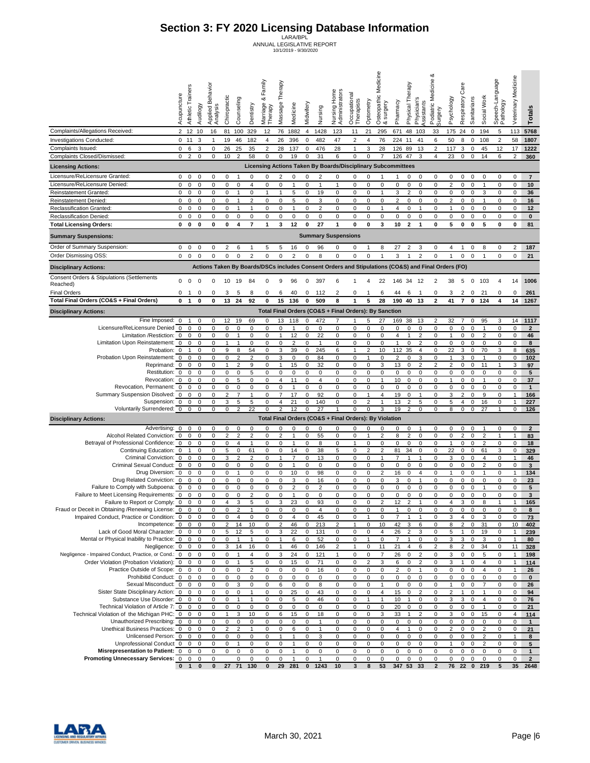# Section 3: FY 2020 Licensing Database Information

LARA/BPL
ANNUAL LEGISLATIVE REPORT
10/1/2019 - 9/30/2020

| | Acupuncture | Athletic Trainers | Audiology | Applied Behavior Analysis | Chiropractic | Counseling | Dentistry | Marriage & Family Therapy | Massage Therapy | Medicine | Midwifery | Nursing | Nursing Home Administrators | Occupational Therapists | Optometry | Osteopathic Medicine & surgery | Pharmacy | Physical Therapy | Physician's Assistants | Podiatric Medicine & Surgery | Psychology | Respiratory Care | Sanitarians | Social Work | Speech-Language Pathology | Veterinary Medicine | Totals |
|---|---|---|---|---|---|---|---|---|---|---|---|---|---|---|---|---|---|---|---|---|---|---|---|---|---|---|---|
| Complaints/Allegations Received: | 2 | 12 | 10 | 16 | 81 | 100 | 329 | 12 | 76 | 1882 | 4 | 1428 | 123 | 11 | 21 | 295 | 671 | 48 | 103 | 33 | 175 | 24 | 0 | 194 | 5 | 113 | 5768 |
| Investigations Conducted: | 0 | 11 | 3 | 1 | 19 | 46 | 182 | 4 | 26 | 396 | 0 | 482 | 47 | 2 | 4 | 76 | 224 | 11 | 41 | 6 | 50 | 8 | 0 | 108 | 2 | 58 | 1807 |
| Complaints Issued: | 0 | 6 | 3 | 0 | 26 | 25 | 35 | 2 | 28 | 137 | 0 | 476 | 28 | 1 | 3 | 28 | 126 | 89 | 13 | 2 | 117 | 3 | 0 | 45 | 12 | 17 | 1222 |
| Complaints Closed/Dismissed: | 0 | 2 | 0 | 0 | 10 | 2 | 58 | 0 | 0 | 19 | 0 | 31 | 6 | 0 | 0 | 7 | 126 | 47 | 3 | 4 | 23 | 0 | 0 | 14 | 6 | 2 | 360 |
| **Licensing Actions:** | **Licensing Actions Taken By Boards/Disciplinary Subcommittees** | | | | | | | | | | | | | | | | | | | | | | | | | | |
| Licensure/ReLicensure Granted: | 0 | 0 | 0 | 0 | 0 | 1 | 0 | 0 | 2 | 0 | 0 | 2 | 0 | 0 | 0 | 1 | 1 | 0 | 0 | 0 | 0 | 0 | 0 | 0 | 0 | 0 | 7 |
| Licensure/ReLicensure Denied: | 0 | 0 | 0 | 0 | 0 | 0 | 4 | 0 | 0 | 1 | 0 | 1 | 1 | 0 | 0 | 0 | 0 | 0 | 0 | 0 | 2 | 0 | 0 | 1 | 0 | 0 | 10 |
| Reinstatement Granted: | 0 | 0 | 0 | 0 | 0 | 1 | 0 | 1 | 1 | 5 | 0 | 19 | 0 | 0 | 0 | 1 | 3 | 2 | 0 | 0 | 0 | 0 | 0 | 3 | 0 | 0 | 36 |
| Reinstatement Denied: | 0 | 0 | 0 | 0 | 0 | 1 | 2 | 0 | 0 | 5 | 0 | 3 | 0 | 0 | 0 | 0 | 2 | 0 | 0 | 0 | 2 | 0 | 0 | 1 | 0 | 0 | 16 |
| Reclassification Granted: | 0 | 0 | 0 | 0 | 0 | 1 | 1 | 0 | 0 | 1 | 0 | 2 | 0 | 0 | 0 | 1 | 4 | 0 | 1 | 0 | 1 | 0 | 0 | 0 | 0 | 0 | 12 |
| Reclassification Denied: | 0 | 0 | 0 | 0 | 0 | 0 | 0 | 0 | 0 | 0 | 0 | 0 | 0 | 0 | 0 | 0 | 0 | 0 | 0 | 0 | 0 | 0 | 0 | 0 | 0 | 0 | 0 |
| **Total Licensing Orders:** | **0** | **0** | **0** | **0** | **0** | **4** | **7** | **1** | **3** | **12** | **0** | **27** | **1** | **0** | **0** | **3** | **10** | **2** | **1** | **0** | **5** | **0** | **0** | **5** | **0** | **0** | **81** |
| **Summary Suspensions:** | **Summary Suspensions** | | | | | | | | | | | | | | | | | | | | | | | | | | |
| Order of Summary Suspension: | 0 | 0 | 0 | 0 | 2 | 6 | 1 | 5 | 5 | 16 | 0 | 96 | 0 | 0 | 1 | 8 | 27 | 2 | 3 | 0 | 4 | 1 | 0 | 8 | 0 | 2 | 187 |
| Order Dismissing OSS: | 0 | 0 | 0 | 0 | 0 | 0 | 2 | 0 | 0 | 2 | 0 | 8 | 0 | 0 | 0 | 1 | 3 | 1 | 2 | 0 | 1 | 0 | 0 | 1 | 0 | 0 | 21 |
| **Disciplinary Actions:** | **Actions Taken By Boards/DSCs includes Consent Orders and Stipulations (CO&S) and Final Orders (FO)** | | | | | | | | | | | | | | | | | | | | | | | | | | |
| Consent Orders & Stipulations (Settlements Reached) | 0 | 0 | 0 | 0 | 10 | 19 | 84 | 0 | 9 | 96 | 0 | 397 | 6 | 1 | 4 | 22 | 146 | 34 | 12 | 2 | 38 | 5 | 0 | 103 | 4 | 14 | 1006 |
| Final Orders | 0 | 1 | 0 | 0 | 3 | 5 | 8 | 0 | 6 | 40 | 0 | 112 | 2 | 0 | 1 | 6 | 44 | 6 | 1 | 0 | 3 | 2 | 0 | 21 | 0 | 0 | 261 |
| **Total Final Orders (CO&S + Final Orders)** | **0** | **1** | **0** | **0** | **13** | **24** | **92** | **0** | **15** | **136** | **0** | **509** | **8** | **1** | **5** | **28** | **190** | **40** | **13** | **2** | **41** | **7** | **0** | **124** | **4** | **14** | **1267** |
| **Disciplinary Actions:** | **Total Final Orders (CO&S + Final Orders): By Sanction** | | | | | | | | | | | | | | | | | | | | | | | | | | |
| Fine Imposed: | 0 | 1 | 0 | 0 | 12 | 19 | 69 | 0 | 13 | 118 | 0 | 472 | 7 | 1 | 5 | 27 | 169 | 38 | 13 | 2 | 32 | 7 | 0 | 95 | 3 | 14 | 1117 |
| Licensure/ReLicensure Denied | 0 | 0 | 0 | 0 | 0 | 0 | 0 | 0 | 0 | 1 | 0 | 0 | 0 | 0 | 0 | 0 | 0 | 0 | 0 | 0 | 0 | 0 | 0 | 1 | 0 | 0 | 2 |
| Limitation /Restiction: | 0 | 0 | 0 | 0 | 0 | 1 | 0 | 0 | 1 | 12 | 0 | 22 | 0 | 0 | 0 | 0 | 4 | 1 | 2 | 0 | 1 | 0 | 0 | 2 | 0 | 0 | 46 |
| Limitation Upon Reinstatement: | 0 | 0 | 0 | 0 | 1 | 1 | 0 | 0 | 0 | 2 | 0 | 1 | 0 | 0 | 0 | 0 | 1 | 0 | 2 | 0 | 0 | 0 | 0 | 0 | 0 | 0 | 8 |
| Probation: | 0 | 1 | 0 | 0 | 9 | 8 | 54 | 0 | 3 | 39 | 0 | 245 | 6 | 1 | 2 | 10 | 112 | 35 | 4 | 0 | 22 | 3 | 0 | 70 | 3 | 8 | 635 |
| Probation Upon Reinstatement: | 0 | 0 | 0 | 0 | 0 | 2 | 2 | 0 | 3 | 0 | 0 | 84 | 0 | 0 | 1 | 0 | 2 | 0 | 3 | 0 | 1 | 3 | 0 | 1 | 0 | 0 | 102 |
| Reprimand: | 0 | 0 | 0 | 0 | 1 | 2 | 9 | 0 | 1 | 15 | 0 | 32 | 0 | 0 | 0 | 3 | 13 | 0 | 2 | 2 | 2 | 0 | 0 | 11 | 1 | 3 | 97 |
| Restitution: | 0 | 0 | 0 | 0 | 0 | 0 | 5 | 0 | 0 | 0 | 0 | 0 | 0 | 0 | 0 | 0 | 0 | 0 | 0 | 0 | 0 | 0 | 0 | 0 | 0 | 0 | 5 |
| Revocation: | 0 | 0 | 0 | 0 | 0 | 5 | 0 | 0 | 4 | 11 | 0 | 4 | 0 | 0 | 0 | 1 | 10 | 0 | 0 | 0 | 1 | 0 | 0 | 1 | 0 | 0 | 37 |
| Revocation, Permanent: | 0 | 0 | 0 | 0 | 0 | 0 | 0 | 0 | 0 | 1 | 0 | 0 | 0 | 0 | 0 | 0 | 0 | 0 | 0 | 0 | 0 | 0 | 0 | 0 | 0 | 0 | 1 |
| Summary Suspension Disolved: | 0 | 0 | 0 | 0 | 2 | 7 | 1 | 0 | 7 | 17 | 0 | 92 | 0 | 0 | 1 | 4 | 19 | 0 | 1 | 0 | 3 | 2 | 0 | 9 | 0 | 1 | 166 |
| Suspension: | 0 | 0 | 0 | 0 | 3 | 5 | 5 | 0 | 4 | 21 | 0 | 140 | 0 | 0 | 2 | 1 | 13 | 2 | 5 | 0 | 5 | 4 | 0 | 16 | 0 | 1 | 227 |
| Voluntarily Surrendered: | 0 | 0 | 0 | 0 | 0 | 2 | 22 | 0 | 2 | 12 | 0 | 27 | 1 | 0 | 0 | 3 | 19 | 2 | 0 | 0 | 8 | 0 | 0 | 27 | 1 | 0 | 126 |
| **Disciplinary Actions:** | **Total Final Orders (CO&S + Final Orders): By Violation** | | | | | | | | | | | | | | | | | | | | | | | | | | |
| Advertising: | 0 | 0 | 0 | 0 | 0 | 0 | 0 | 0 | 0 | 0 | 0 | 0 | 0 | 0 | 0 | 0 | 0 | 0 | 1 | 0 | 0 | 0 | 0 | 1 | 0 | 0 | 2 |
| Alcohol Related Conviction: | 0 | 0 | 0 | 0 | 2 | 2 | 2 | 0 | 2 | 1 | 0 | 55 | 0 | 0 | 1 | 2 | 8 | 2 | 0 | 0 | 0 | 2 | 0 | 2 | 1 | 1 | 83 |
| Betrayal of Professional Confidence: | 0 | 0 | 0 | 0 | 0 | 4 | 1 | 0 | 0 | 1 | 0 | 8 | 0 | 1 | 0 | 0 | 0 | 0 | 0 | 0 | 1 | 0 | 0 | 2 | 0 | 0 | 18 |
| Continuing Education: | 0 | 1 | 0 | 0 | 5 | 0 | 61 | 0 | 0 | 14 | 0 | 38 | 5 | 0 | 2 | 2 | 81 | 34 | 0 | 0 | 22 | 0 | 0 | 61 | 3 | 0 | 329 |
| Criminal Conviction: | 0 | 0 | 0 | 0 | 3 | 2 | 2 | 0 | 1 | 7 | 0 | 13 | 0 | 0 | 0 | 1 | 7 | 1 | 1 | 0 | 3 | 0 | 0 | 4 | 0 | 1 | 46 |
| Criminal Sexual Conduct: | 0 | 0 | 0 | 0 | 0 | 0 | 0 | 0 | 0 | 1 | 0 | 0 | 0 | 0 | 0 | 0 | 0 | 0 | 0 | 0 | 0 | 0 | 0 | 2 | 0 | 0 | 3 |
| Drug Diversion: | 0 | 0 | 0 | 0 | 0 | 1 | 0 | 0 | 0 | 10 | 0 | 98 | 0 | 0 | 0 | 2 | 16 | 0 | 4 | 0 | 1 | 0 | 0 | 1 | 0 | 1 | 134 |
| Drug Related Conviction: | 0 | 0 | 0 | 0 | 0 | 0 | 0 | 0 | 0 | 3 | 0 | 16 | 0 | 0 | 0 | 0 | 3 | 0 | 1 | 0 | 0 | 0 | 0 | 0 | 0 | 0 | 23 |
| Failure to Comply with Subpoena: | 0 | 0 | 0 | 0 | 0 | 0 | 0 | 0 | 0 | 2 | 0 | 2 | 0 | 0 | 0 | 0 | 0 | 0 | 0 | 0 | 0 | 0 | 0 | 1 | 0 | 0 | 5 |
| Failure to Meet Licensing Requirements: | 0 | 0 | 0 | 0 | 0 | 0 | 2 | 0 | 0 | 1 | 0 | 0 | 0 | 0 | 0 | 0 | 0 | 0 | 0 | 0 | 0 | 0 | 0 | 0 | 0 | 0 | 3 |
| Failure to Report or Comply: | 0 | 0 | 0 | 0 | 4 | 3 | 5 | 0 | 3 | 23 | 0 | 93 | 0 | 0 | 0 | 2 | 12 | 2 | 1 | 0 | 4 | 3 | 0 | 8 | 1 | 1 | 165 |
| Fraud or Deceit in Obtaining /Renewing License: | 0 | 0 | 0 | 0 | 0 | 2 | 1 | 0 | 0 | 0 | 0 | 4 | 0 | 0 | 0 | 0 | 1 | 0 | 0 | 0 | 0 | 0 | 0 | 0 | 0 | 0 | 8 |
| Impaired Conduct, Practice or Condition: | 0 | 0 | 0 | 0 | 0 | 4 | 0 | 0 | 0 | 4 | 0 | 45 | 0 | 0 | 1 | 0 | 7 | 1 | 1 | 0 | 3 | 4 | 0 | 3 | 0 | 0 | 73 |
| Incompetence: | 0 | 0 | 0 | 0 | 2 | 14 | 10 | 0 | 2 | 46 | 0 | 213 | 2 | 1 | 0 | 10 | 42 | 3 | 6 | 0 | 8 | 2 | 0 | 31 | 0 | 10 | 402 |
| Lack of Good Moral Character: | 0 | 0 | 0 | 0 | 5 | 12 | 5 | 0 | 3 | 22 | 0 | 131 | 0 | 0 | 0 | 4 | 26 | 2 | 3 | 0 | 5 | 1 | 0 | 19 | 0 | 1 | 239 |
| Mental or Physical Inability to Practice: | 0 | 0 | 0 | 0 | 0 | 1 | 1 | 0 | 1 | 6 | 0 | 52 | 0 | 0 | 1 | 0 | 7 | 1 | 0 | 0 | 3 | 3 | 0 | 3 | 0 | 1 | 80 |
| Negligence: | 0 | 0 | 0 | 0 | 3 | 14 | 16 | 0 | 1 | 46 | 0 | 146 | 2 | 1 | 0 | 11 | 21 | 4 | 6 | 2 | 8 | 2 | 0 | 34 | 0 | 11 | 328 |
| Negligence - Impaired Conduct, Practice, or Cond.: | 0 | 0 | 0 | 0 | 0 | 1 | 4 | 0 | 3 | 24 | 0 | 121 | 1 | 0 | 0 | 7 | 26 | 0 | 2 | 0 | 3 | 0 | 0 | 5 | 0 | 1 | 198 |
| Order Violation (Probation Violation): | 0 | 0 | 0 | 0 | 0 | 1 | 5 | 0 | 0 | 15 | 0 | 71 | 0 | 0 | 2 | 3 | 6 | 0 | 2 | 0 | 3 | 1 | 0 | 4 | 0 | 1 | 114 |
| Practice Outside of Scope: | 0 | 0 | 0 | 0 | 0 | 0 | 2 | 0 | 0 | 0 | 0 | 16 | 0 | 0 | 0 | 0 | 2 | 0 | 1 | 0 | 0 | 0 | 0 | 4 | 0 | 1 | 26 |
| Prohibitid Conduct: | 0 | 0 | 0 | 0 | 0 | 0 | 0 | 0 | 0 | 0 | 0 | 0 | 0 | 0 | 0 | 0 | 0 | 0 | 0 | 0 | 0 | 0 | 0 | 0 | 0 | 0 | 0 |
| Sexual Misconduct: | 0 | 0 | 0 | 0 | 0 | 3 | 0 | 0 | 6 | 0 | 0 | 8 | 0 | 0 | 0 | 1 | 0 | 0 | 0 | 0 | 1 | 0 | 0 | 7 | 0 | 0 | 26 |
| Sister State Disciplinary Action: | 0 | 0 | 0 | 0 | 0 | 0 | 1 | 0 | 0 | 25 | 0 | 43 | 0 | 0 | 0 | 4 | 15 | 0 | 2 | 0 | 2 | 1 | 0 | 1 | 0 | 0 | 94 |
| Substance Use Disorder: | 0 | 0 | 0 | 0 | 0 | 1 | 1 | 0 | 0 | 5 | 0 | 46 | 0 | 0 | 1 | 1 | 10 | 1 | 0 | 0 | 3 | 3 | 0 | 4 | 0 | 0 | 76 |
| Technical Violation of Article 7: | 0 | 0 | 0 | 0 | 0 | 0 | 0 | 0 | 0 | 0 | 0 | 0 | 0 | 0 | 0 | 0 | 20 | 0 | 0 | 0 | 0 | 0 | 0 | 1 | 0 | 0 | 21 |
| Technical Violation of the Michigan PHC: | 0 | 0 | 0 | 0 | 1 | 3 | 10 | 0 | 6 | 15 | 0 | 18 | 0 | 0 | 0 | 3 | 33 | 1 | 2 | 0 | 3 | 0 | 0 | 15 | 0 | 4 | 114 |
| Unauthorized Prescribing: | 0 | 0 | 0 | 0 | 0 | 0 | 0 | 0 | 0 | 0 | 0 | 1 | 0 | 0 | 0 | 0 | 0 | 0 | 0 | 0 | 0 | 0 | 0 | 0 | 0 | 0 | 1 |
| Unethical Business Practices: | 0 | 0 | 0 | 0 | 2 | 2 | 1 | 0 | 0 | 6 | 0 | 1 | 0 | 0 | 0 | 0 | 4 | 1 | 0 | 0 | 2 | 0 | 0 | 2 | 0 | 0 | 21 |
| Unlicensed Person: | 0 | 0 | 0 | 0 | 0 | 0 | 0 | 0 | 1 | 1 | 0 | 3 | 0 | 0 | 0 | 0 | 0 | 0 | 0 | 0 | 0 | 0 | 0 | 2 | 0 | 1 | 8 |
| Unprofessional Conduct | 0 | 0 | 0 | 0 | 0 | 1 | 0 | 0 | 0 | 1 | 0 | 0 | 0 | 0 | 0 | 0 | 0 | 0 | 0 | 0 | 1 | 0 | 0 | 2 | 0 | 0 | 5 |
| **Misrepresentation to Patient:** | 0 | 0 | 0 | 0 | 0 | 0 | 0 | 0 | 0 | 1 | 0 | 0 | 0 | 0 | 0 | 0 | 0 | 0 | 0 | 0 | 0 | 0 | 0 | 0 | 0 | 0 | 1 |
| **Promoting Unnecessary Services:** | 0 | 0 | 0 | 0 | | 0 | 0 | 0 | 0 | 1 | 0 | 1 | 0 | 0 | 0 | 0 | 0 | 0 | 0 | 0 | 0 | 0 | 0 | 0 | 0 | 0 | 2 |
| | **0** | **1** | **0** | **0** | **27** | **71** | **130** | **0** | **29** | **281** | **0** | **1243** | **10** | **3** | **8** | **53** | **347** | **53** | **33** | **2** | **76** | **22** | **0** | **219** | **5** | **35** | **2648** |